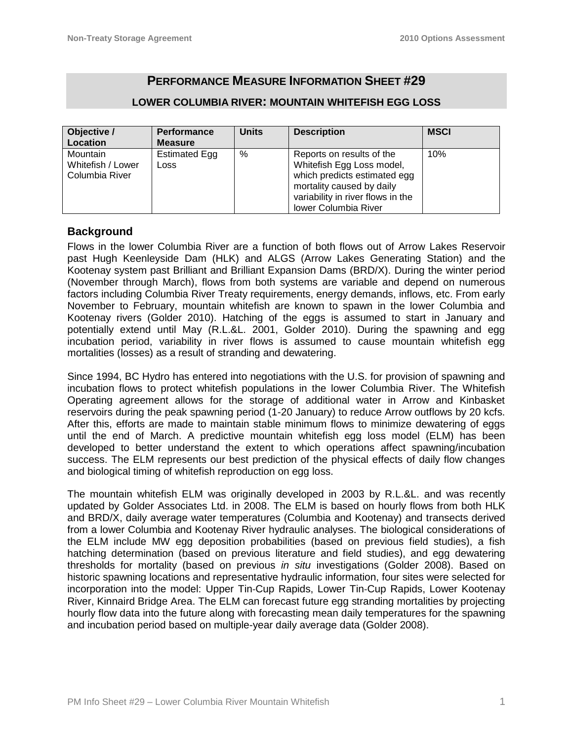# Performance Measure Information Sheet #29

## LOWER COLUMBIA RIVER: MOUNTAIN WHITEFISH EGG LOSS

| Objective / Location | Performance Measure | Units | Description | MSCI |
|---|---|---|---|---|
| Mountain Whitefish / Lower Columbia River | Estimated Egg Loss | % | Reports on results of the Whitefish Egg Loss model, which predicts estimated egg mortality caused by daily variability in river flows in the lower Columbia River | 10% |

### Background

Flows in the lower Columbia River are a function of both flows out of Arrow Lakes Reservoir past Hugh Keenleyside Dam (HLK) and ALGS (Arrow Lakes Generating Station) and the Kootenay system past Brilliant and Brilliant Expansion Dams (BRD/X). During the winter period (November through March), flows from both systems are variable and depend on numerous factors including Columbia River Treaty requirements, energy demands, inflows, etc. From early November to February, mountain whitefish are known to spawn in the lower Columbia and Kootenay rivers (Golder 2010). Hatching of the eggs is assumed to start in January and potentially extend until May (R.L.&L. 2001, Golder 2010). During the spawning and egg incubation period, variability in river flows is assumed to cause mountain whitefish egg mortalities (losses) as a result of stranding and dewatering.

Since 1994, BC Hydro has entered into negotiations with the U.S. for provision of spawning and incubation flows to protect whitefish populations in the lower Columbia River. The Whitefish Operating agreement allows for the storage of additional water in Arrow and Kinbasket reservoirs during the peak spawning period (1-20 January) to reduce Arrow outflows by 20 kcfs. After this, efforts are made to maintain stable minimum flows to minimize dewatering of eggs until the end of March. A predictive mountain whitefish egg loss model (ELM) has been developed to better understand the extent to which operations affect spawning/incubation success. The ELM represents our best prediction of the physical effects of daily flow changes and biological timing of whitefish reproduction on egg loss.

The mountain whitefish ELM was originally developed in 2003 by R.L.&L. and was recently updated by Golder Associates Ltd. in 2008. The ELM is based on hourly flows from both HLK and BRD/X, daily average water temperatures (Columbia and Kootenay) and transects derived from a lower Columbia and Kootenay River hydraulic analyses. The biological considerations of the ELM include MW egg deposition probabilities (based on previous field studies), a fish hatching determination (based on previous literature and field studies), and egg dewatering thresholds for mortality (based on previous *in situ* investigations (Golder 2008). Based on historic spawning locations and representative hydraulic information, four sites were selected for incorporation into the model: Upper Tin-Cup Rapids, Lower Tin-Cup Rapids, Lower Kootenay River, Kinnaird Bridge Area. The ELM can forecast future egg stranding mortalities by projecting hourly flow data into the future along with forecasting mean daily temperatures for the spawning and incubation period based on multiple-year daily average data (Golder 2008).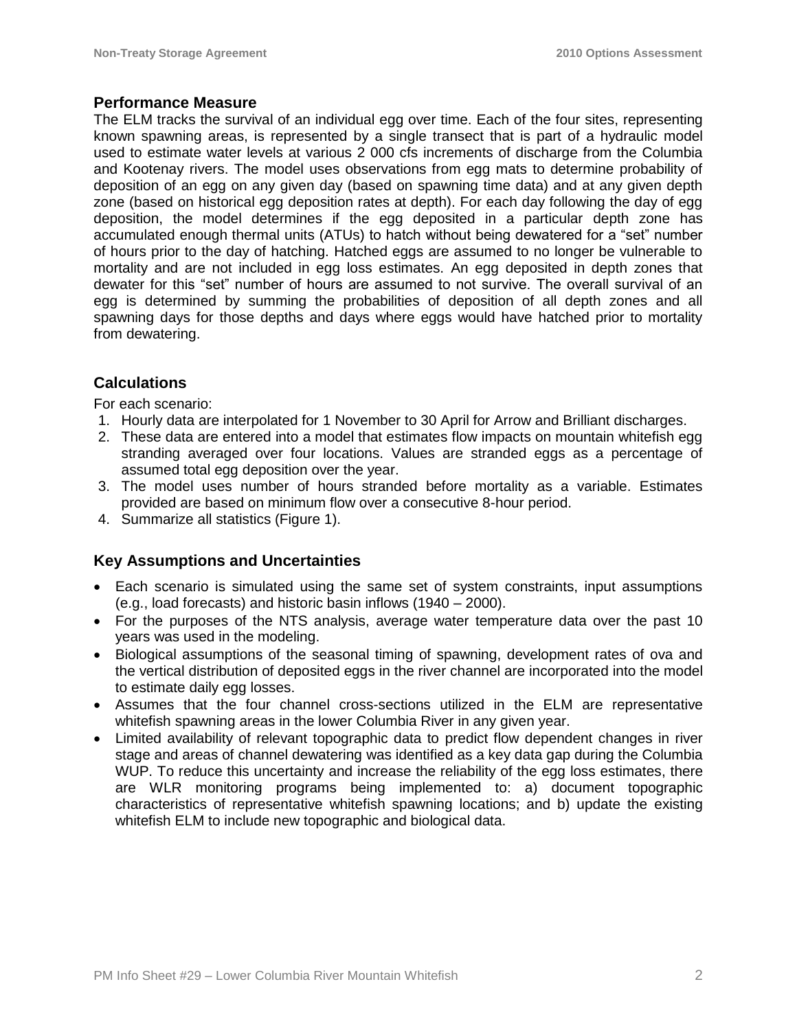## Performance Measure

The ELM tracks the survival of an individual egg over time. Each of the four sites, representing known spawning areas, is represented by a single transect that is part of a hydraulic model used to estimate water levels at various 2 000 cfs increments of discharge from the Columbia and Kootenay rivers. The model uses observations from egg mats to determine probability of deposition of an egg on any given day (based on spawning time data) and at any given depth zone (based on historical egg deposition rates at depth). For each day following the day of egg deposition, the model determines if the egg deposited in a particular depth zone has accumulated enough thermal units (ATUs) to hatch without being dewatered for a "set" number of hours prior to the day of hatching. Hatched eggs are assumed to no longer be vulnerable to mortality and are not included in egg loss estimates. An egg deposited in depth zones that dewater for this "set" number of hours are assumed to not survive. The overall survival of an egg is determined by summing the probabilities of deposition of all depth zones and all spawning days for those depths and days where eggs would have hatched prior to mortality from dewatering.

## Calculations

For each scenario:

1. Hourly data are interpolated for 1 November to 30 April for Arrow and Brilliant discharges.
2. These data are entered into a model that estimates flow impacts on mountain whitefish egg stranding averaged over four locations. Values are stranded eggs as a percentage of assumed total egg deposition over the year.
3. The model uses number of hours stranded before mortality as a variable. Estimates provided are based on minimum flow over a consecutive 8-hour period.
4. Summarize all statistics (Figure 1).

## Key Assumptions and Uncertainties

- Each scenario is simulated using the same set of system constraints, input assumptions (e.g., load forecasts) and historic basin inflows (1940 – 2000).
- For the purposes of the NTS analysis, average water temperature data over the past 10 years was used in the modeling.
- Biological assumptions of the seasonal timing of spawning, development rates of ova and the vertical distribution of deposited eggs in the river channel are incorporated into the model to estimate daily egg losses.
- Assumes that the four channel cross-sections utilized in the ELM are representative whitefish spawning areas in the lower Columbia River in any given year.
- Limited availability of relevant topographic data to predict flow dependent changes in river stage and areas of channel dewatering was identified as a key data gap during the Columbia WUP. To reduce this uncertainty and increase the reliability of the egg loss estimates, there are WLR monitoring programs being implemented to: a) document topographic characteristics of representative whitefish spawning locations; and b) update the existing whitefish ELM to include new topographic and biological data.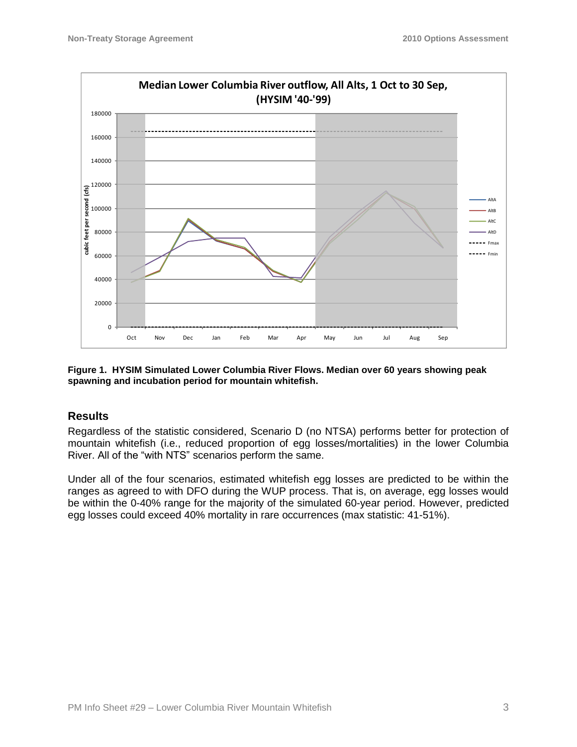**Figure 1. HYSIM Simulated Lower Columbia River Flows. Median over 60 years showing peak spawning and incubation period for mountain whitefish.**

## Results

Regardless of the statistic considered, Scenario D (no NTSA) performs better for protection of mountain whitefish (i.e., reduced proportion of egg losses/mortalities) in the lower Columbia River. All of the "with NTS" scenarios perform the same.

Under all of the four scenarios, estimated whitefish egg losses are predicted to be within the ranges as agreed to with DFO during the WUP process. That is, on average, egg losses would be within the 0-40% range for the majority of the simulated 60-year period. However, predicted egg losses could exceed 40% mortality in rare occurrences (max statistic: 41-51%).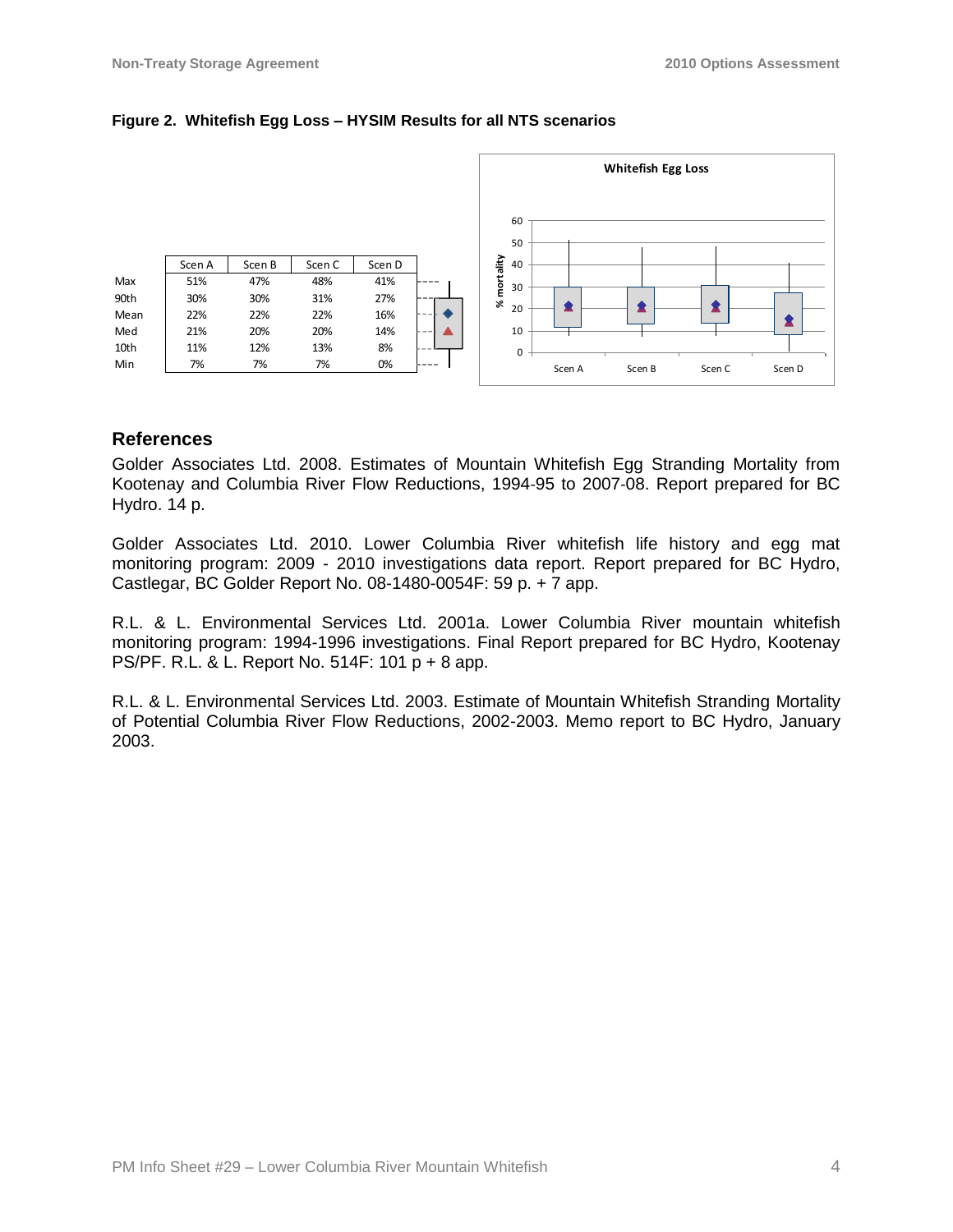**Figure 2. Whitefish Egg Loss – HYSIM Results for all NTS scenarios**

| | Scen A | Scen B | Scen C | Scen D |
|---|---|---|---|---|
| Max | 51% | 47% | 48% | 41% |
| 90th | 30% | 30% | 31% | 27% |
| Mean | 22% | 22% | 22% | 16% |
| Med | 21% | 20% | 20% | 14% |
| 10th | 11% | 12% | 13% | 8% |
| Min | 7% | 7% | 7% | 0% |

Whitefish Egg Loss

% mortality

60
50
40
30
20
10
0

Scen A
Scen B
Scen C
Scen D

## References

Golder Associates Ltd. 2008. Estimates of Mountain Whitefish Egg Stranding Mortality from Kootenay and Columbia River Flow Reductions, 1994-95 to 2007-08. Report prepared for BC Hydro. 14 p.

Golder Associates Ltd. 2010. Lower Columbia River whitefish life history and egg mat monitoring program: 2009 - 2010 investigations data report. Report prepared for BC Hydro, Castlegar, BC Golder Report No. 08-1480-0054F: 59 p. + 7 app.

R.L. & L. Environmental Services Ltd. 2001a. Lower Columbia River mountain whitefish monitoring program: 1994-1996 investigations. Final Report prepared for BC Hydro, Kootenay PS/PF. R.L. & L. Report No. 514F: 101 p + 8 app.

R.L. & L. Environmental Services Ltd. 2003. Estimate of Mountain Whitefish Stranding Mortality of Potential Columbia River Flow Reductions, 2002-2003. Memo report to BC Hydro, January 2003.